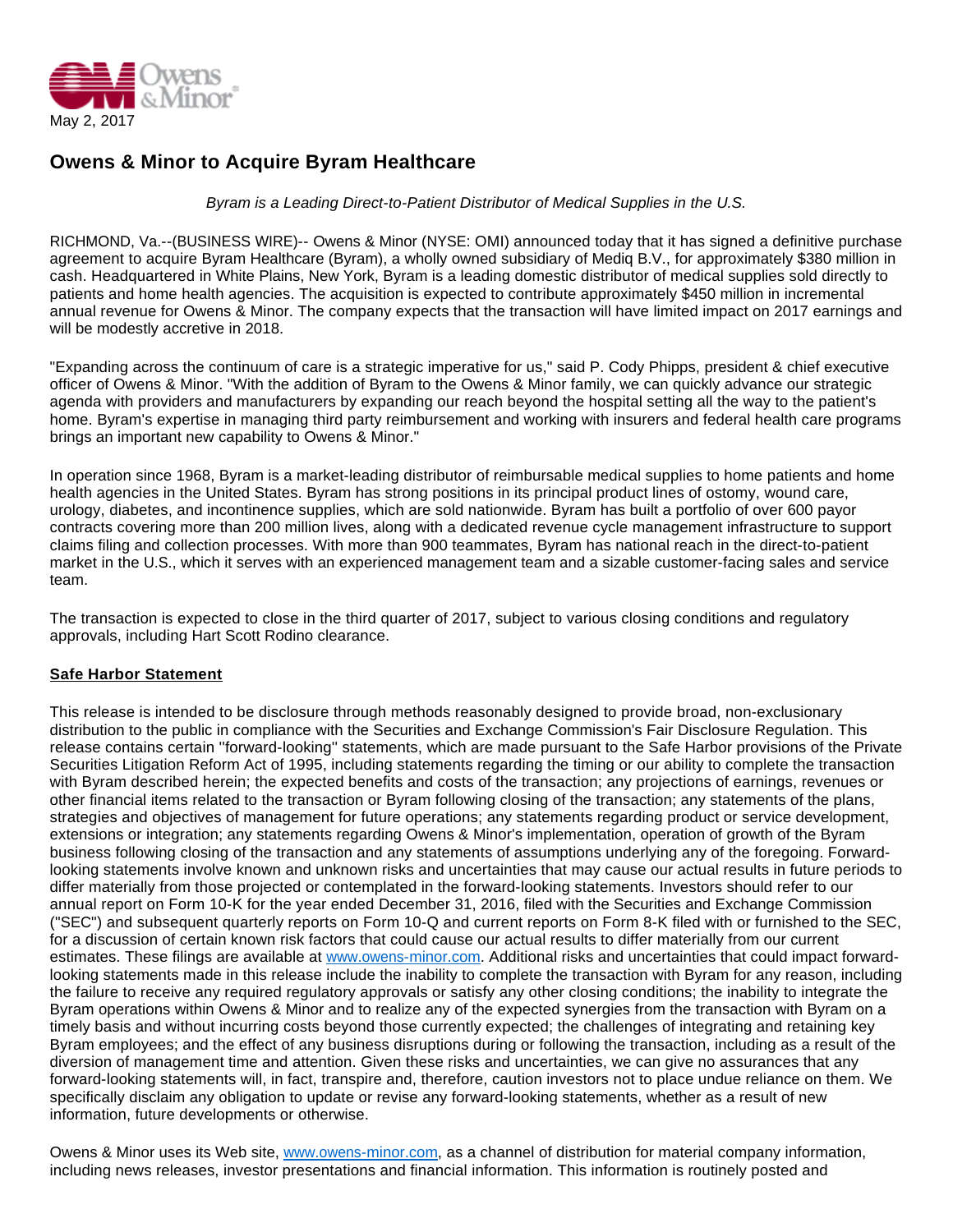May 2, 2017

# Owens & Minor to Acquire Byram Healthcare

*Byram is a Leading Direct-to-Patient Distributor of Medical Supplies in the U.S.*

RICHMOND, Va.--(BUSINESS WIRE)-- Owens & Minor (NYSE: OMI) announced today that it has signed a definitive purchase agreement to acquire Byram Healthcare (Byram), a wholly owned subsidiary of Mediq B.V., for approximately $380 million in cash. Headquartered in White Plains, New York, Byram is a leading domestic distributor of medical supplies sold directly to patients and home health agencies. The acquisition is expected to contribute approximately $450 million in incremental annual revenue for Owens & Minor. The company expects that the transaction will have limited impact on 2017 earnings and will be modestly accretive in 2018.

"Expanding across the continuum of care is a strategic imperative for us," said P. Cody Phipps, president & chief executive officer of Owens & Minor. "With the addition of Byram to the Owens & Minor family, we can quickly advance our strategic agenda with providers and manufacturers by expanding our reach beyond the hospital setting all the way to the patient's home. Byram's expertise in managing third party reimbursement and working with insurers and federal health care programs brings an important new capability to Owens & Minor."

In operation since 1968, Byram is a market-leading distributor of reimbursable medical supplies to home patients and home health agencies in the United States. Byram has strong positions in its principal product lines of ostomy, wound care, urology, diabetes, and incontinence supplies, which are sold nationwide. Byram has built a portfolio of over 600 payor contracts covering more than 200 million lives, along with a dedicated revenue cycle management infrastructure to support claims filing and collection processes. With more than 900 teammates, Byram has national reach in the direct-to-patient market in the U.S., which it serves with an experienced management team and a sizable customer-facing sales and service team.

The transaction is expected to close in the third quarter of 2017, subject to various closing conditions and regulatory approvals, including Hart Scott Rodino clearance.

## Safe Harbor Statement

This release is intended to be disclosure through methods reasonably designed to provide broad, non-exclusionary distribution to the public in compliance with the Securities and Exchange Commission's Fair Disclosure Regulation. This release contains certain "forward-looking" statements, which are made pursuant to the Safe Harbor provisions of the Private Securities Litigation Reform Act of 1995, including statements regarding the timing or our ability to complete the transaction with Byram described herein; the expected benefits and costs of the transaction; any projections of earnings, revenues or other financial items related to the transaction or Byram following closing of the transaction; any statements of the plans, strategies and objectives of management for future operations; any statements regarding product or service development, extensions or integration; any statements regarding Owens & Minor's implementation, operation of growth of the Byram business following closing of the transaction and any statements of assumptions underlying any of the foregoing. Forward-looking statements involve known and unknown risks and uncertainties that may cause our actual results in future periods to differ materially from those projected or contemplated in the forward-looking statements. Investors should refer to our annual report on Form 10-K for the year ended December 31, 2016, filed with the Securities and Exchange Commission ("SEC") and subsequent quarterly reports on Form 10-Q and current reports on Form 8-K filed with or furnished to the SEC, for a discussion of certain known risk factors that could cause our actual results to differ materially from our current estimates. These filings are available at www.owens-minor.com. Additional risks and uncertainties that could impact forward-looking statements made in this release include the inability to complete the transaction with Byram for any reason, including the failure to receive any required regulatory approvals or satisfy any other closing conditions; the inability to integrate the Byram operations within Owens & Minor and to realize any of the expected synergies from the transaction with Byram on a timely basis and without incurring costs beyond those currently expected; the challenges of integrating and retaining key Byram employees; and the effect of any business disruptions during or following the transaction, including as a result of the diversion of management time and attention. Given these risks and uncertainties, we can give no assurances that any forward-looking statements will, in fact, transpire and, therefore, caution investors not to place undue reliance on them. We specifically disclaim any obligation to update or revise any forward-looking statements, whether as a result of new information, future developments or otherwise.

Owens & Minor uses its Web site, www.owens-minor.com, as a channel of distribution for material company information, including news releases, investor presentations and financial information. This information is routinely posted and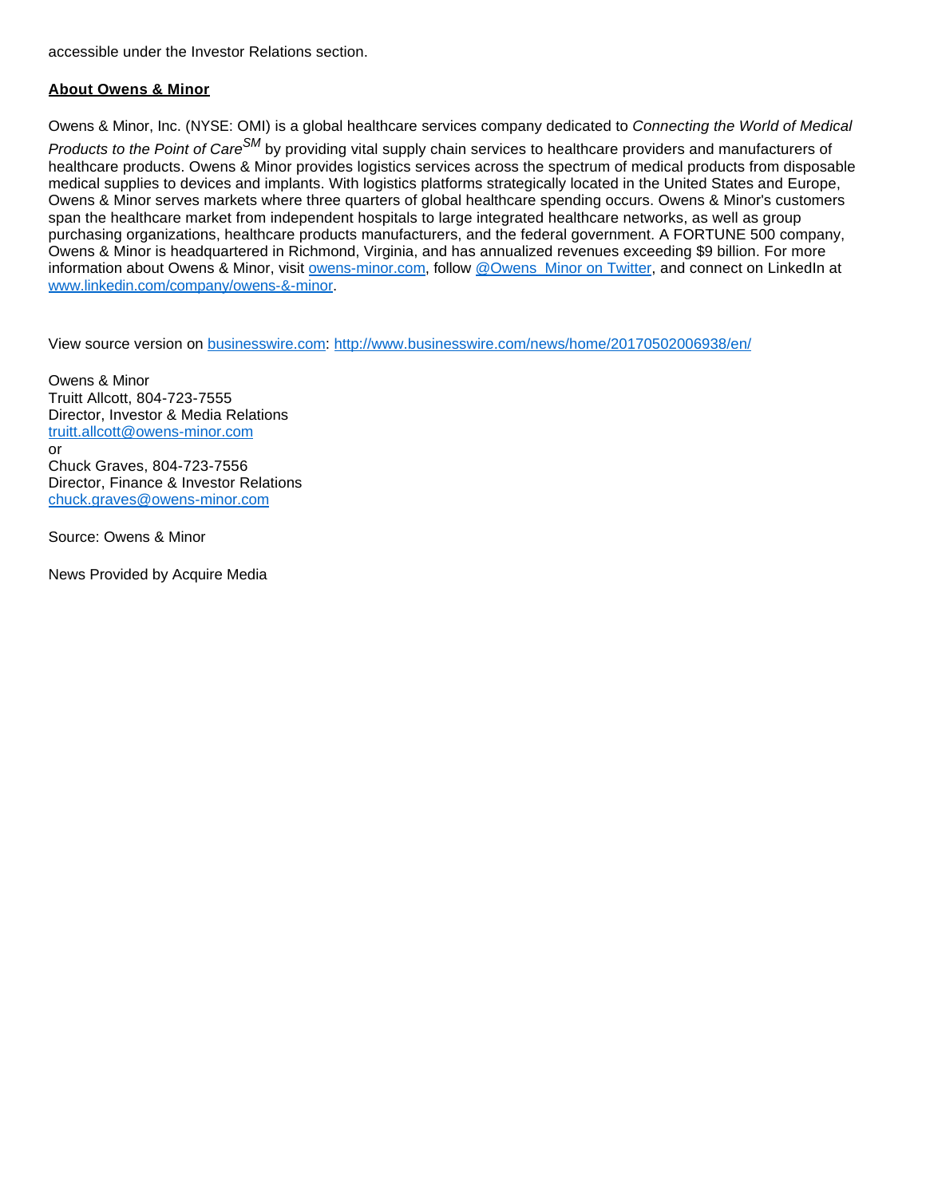accessible under the Investor Relations section.

**About Owens & Minor**

Owens & Minor, Inc. (NYSE: OMI) is a global healthcare services company dedicated to *Connecting the World of Medical Products to the Point of Care*[SM] by providing vital supply chain services to healthcare providers and manufacturers of healthcare products. Owens & Minor provides logistics services across the spectrum of medical products from disposable medical supplies to devices and implants. With logistics platforms strategically located in the United States and Europe, Owens & Minor serves markets where three quarters of global healthcare spending occurs. Owens & Minor's customers span the healthcare market from independent hospitals to large integrated healthcare networks, as well as group purchasing organizations, healthcare products manufacturers, and the federal government. A FORTUNE 500 company, Owens & Minor is headquartered in Richmond, Virginia, and has annualized revenues exceeding $9 billion. For more information about Owens & Minor, visit owens-minor.com, follow @Owens_Minor on Twitter, and connect on LinkedIn at www.linkedin.com/company/owens-&-minor.

View source version on businesswire.com: http://www.businesswire.com/news/home/20170502006938/en/

Owens & Minor
Truitt Allcott, 804-723-7555
Director, Investor & Media Relations
truitt.allcott@owens-minor.com
or
Chuck Graves, 804-723-7556
Director, Finance & Investor Relations
chuck.graves@owens-minor.com

Source: Owens & Minor

News Provided by Acquire Media